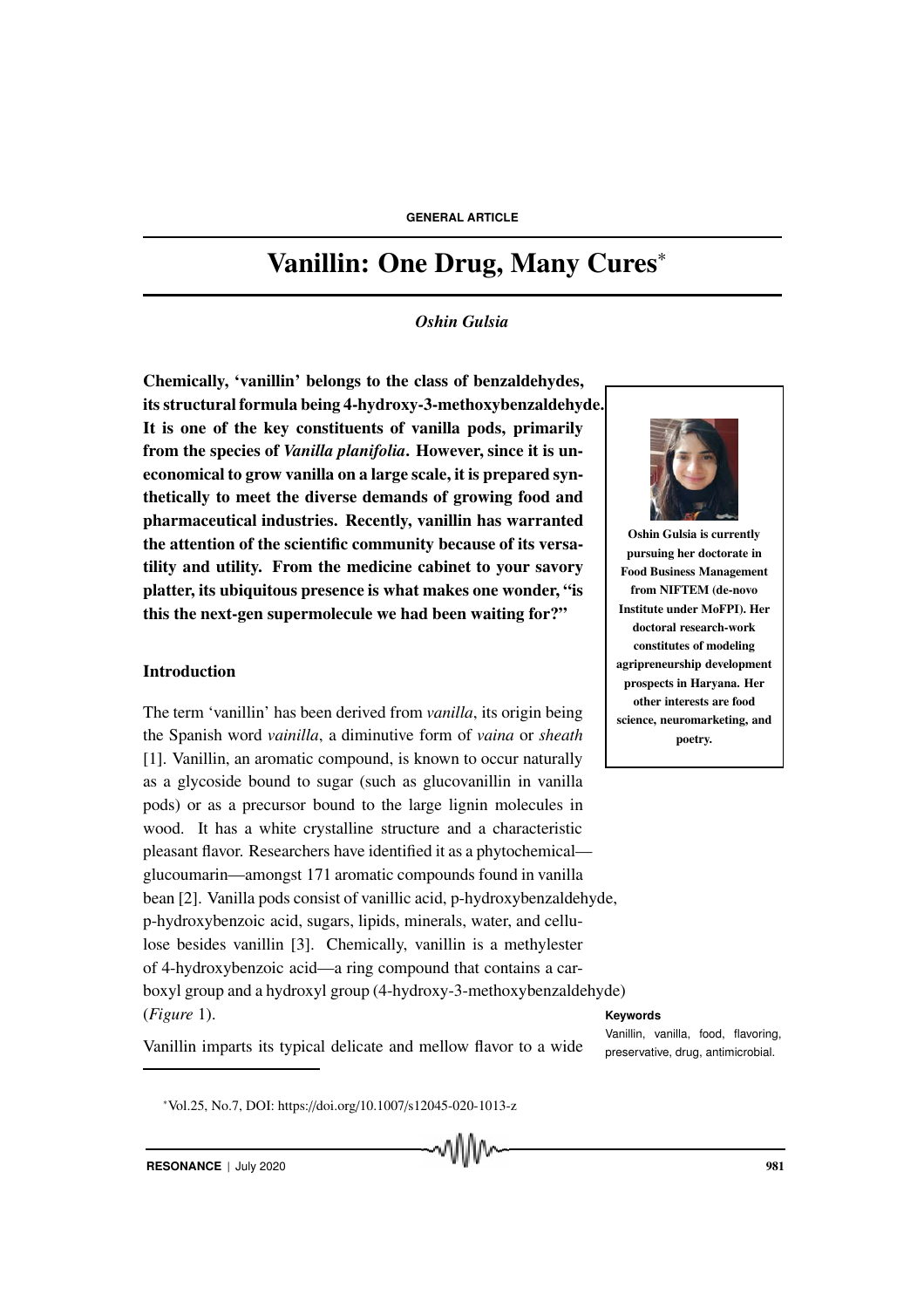GENERAL ARTICLE

# Vanillin: One Drug, Many Cures*

*Oshin Gulsia*

**Chemically, 'vanillin' belongs to the class of benzaldehydes, its structural formula being 4-hydroxy-3-methoxybenzaldehyde. It is one of the key constituents of vanilla pods, primarily from the species of *Vanilla planifolia*. However, since it is uneconomical to grow vanilla on a large scale, it is prepared synthetically to meet the diverse demands of growing food and pharmaceutical industries. Recently, vanillin has warranted the attention of the scientific community because of its versatility and utility. From the medicine cabinet to your savory platter, its ubiquitous presence is what makes one wonder, "is this the next-gen supermolecule we had been waiting for?"**

**Oshin Gulsia is currently pursuing her doctorate in Food Business Management from NIFTEM (de-novo Institute under MoFPI). Her doctoral research-work constitutes of modeling agripreneurship development prospects in Haryana. Her other interests are food science, neuromarketing, and poetry.**

## Introduction

The term 'vanillin' has been derived from *vanilla*, its origin being the Spanish word *vainilla*, a diminutive form of *vaina* or *sheath* [1]. Vanillin, an aromatic compound, is known to occur naturally as a glycoside bound to sugar (such as glucovanillin in vanilla pods) or as a precursor bound to the large lignin molecules in wood. It has a white crystalline structure and a characteristic pleasant flavor. Researchers have identified it as a phytochemical—glucoumarin—amongst 171 aromatic compounds found in vanilla bean [2]. Vanilla pods consist of vanillic acid, p-hydroxybenzaldehyde, p-hydroxybenzoic acid, sugars, lipids, minerals, water, and cellulose besides vanillin [3]. Chemically, vanillin is a methylester of 4-hydroxybenzoic acid—a ring compound that contains a carboxyl group and a hydroxyl group (4-hydroxy-3-methoxybenzaldehyde) (*Figure* 1).

Vanillin imparts its typical delicate and mellow flavor to a wide

**Keywords**

Vanillin, vanilla, food, flavoring, preservative, drug, antimicrobial.

*Vol.25, No.7, DOI: https://doi.org/10.1007/s12045-020-1013-z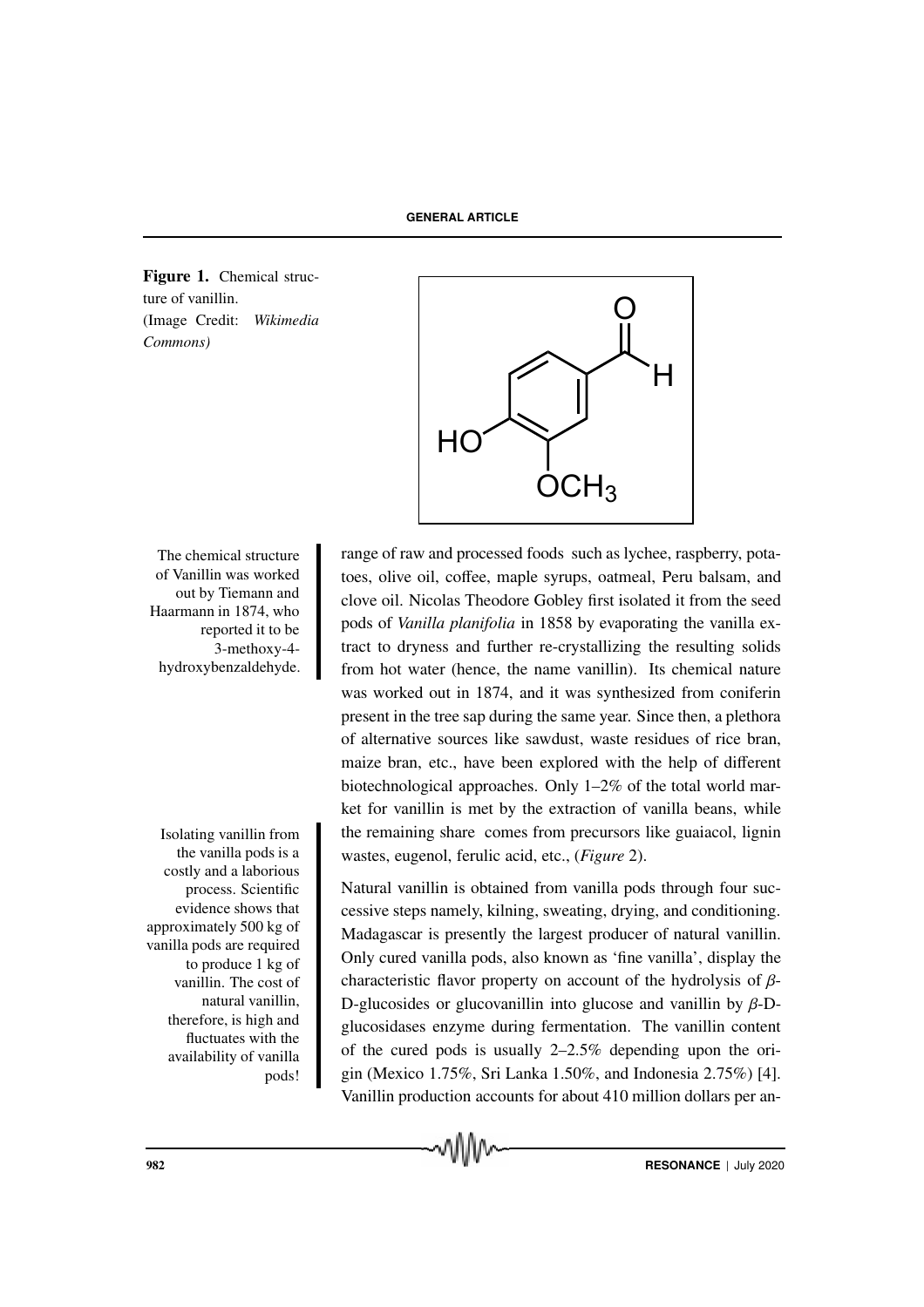**Figure 1.** Chemical structure of vanillin.
(Image Credit: *Wikimedia Commons*)

The chemical structure of Vanillin was worked out by Tiemann and Haarmann in 1874, who reported it to be 3-methoxy-4-hydroxybenzaldehyde.

range of raw and processed foods such as lychee, raspberry, potatoes, olive oil, coffee, maple syrups, oatmeal, Peru balsam, and clove oil. Nicolas Theodore Gobley first isolated it from the seed pods of *Vanilla planifolia* in 1858 by evaporating the vanilla extract to dryness and further re-crystallizing the resulting solids from hot water (hence, the name vanillin). Its chemical nature was worked out in 1874, and it was synthesized from coniferin present in the tree sap during the same year. Since then, a plethora of alternative sources like sawdust, waste residues of rice bran, maize bran, etc., have been explored with the help of different biotechnological approaches. Only 1–2% of the total world market for vanillin is met by the extraction of vanilla beans, while the remaining share comes from precursors like guaiacol, lignin wastes, eugenol, ferulic acid, etc., (*Figure* 2).

Isolating vanillin from the vanilla pods is a costly and a laborious process. Scientific evidence shows that approximately 500 kg of vanilla pods are required to produce 1 kg of vanillin. The cost of natural vanillin, therefore, is high and fluctuates with the availability of vanilla pods!

Natural vanillin is obtained from vanilla pods through four successive steps namely, kilning, sweating, drying, and conditioning. Madagascar is presently the largest producer of natural vanillin. Only cured vanilla pods, also known as 'fine vanilla', display the characteristic flavor property on account of the hydrolysis of $\beta$-D-glucosides or glucovanillin into glucose and vanillin by $\beta$-D-glucosidases enzyme during fermentation. The vanillin content of the cured pods is usually 2–2.5% depending upon the origin (Mexico 1.75%, Sri Lanka 1.50%, and Indonesia 2.75%) [4]. Vanillin production accounts for about 410 million dollars per an-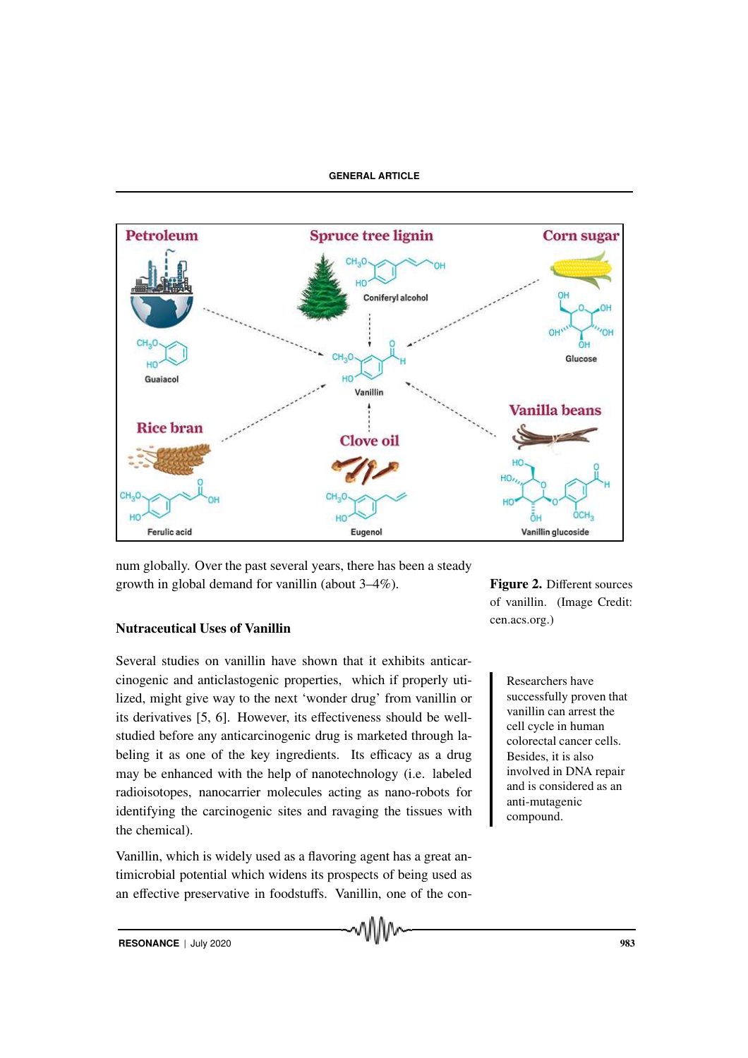num globally. Over the past several years, there has been a steady growth in global demand for vanillin (about 3–4%).

**Figure 2.** Different sources of vanillin. (Image Credit: cen.acs.org.)

## Nutraceutical Uses of Vanillin

Several studies on vanillin have shown that it exhibits anticarcinogenic and anticlastogenic properties, which if properly utilized, might give way to the next 'wonder drug' from vanillin or its derivatives [5, 6]. However, its effectiveness should be well-studied before any anticarcinogenic drug is marketed through labeling it as one of the key ingredients. Its efficacy as a drug may be enhanced with the help of nanotechnology (i.e. labeled radioisotopes, nanocarrier molecules acting as nano-robots for identifying the carcinogenic sites and ravaging the tissues with the chemical).

Researchers have successfully proven that vanillin can arrest the cell cycle in human colorectal cancer cells. Besides, it is also involved in DNA repair and is considered as an anti-mutagenic compound.

Vanillin, which is widely used as a flavoring agent has a great antimicrobial potential which widens its prospects of being used as an effective preservative in foodstuffs. Vanillin, one of the con-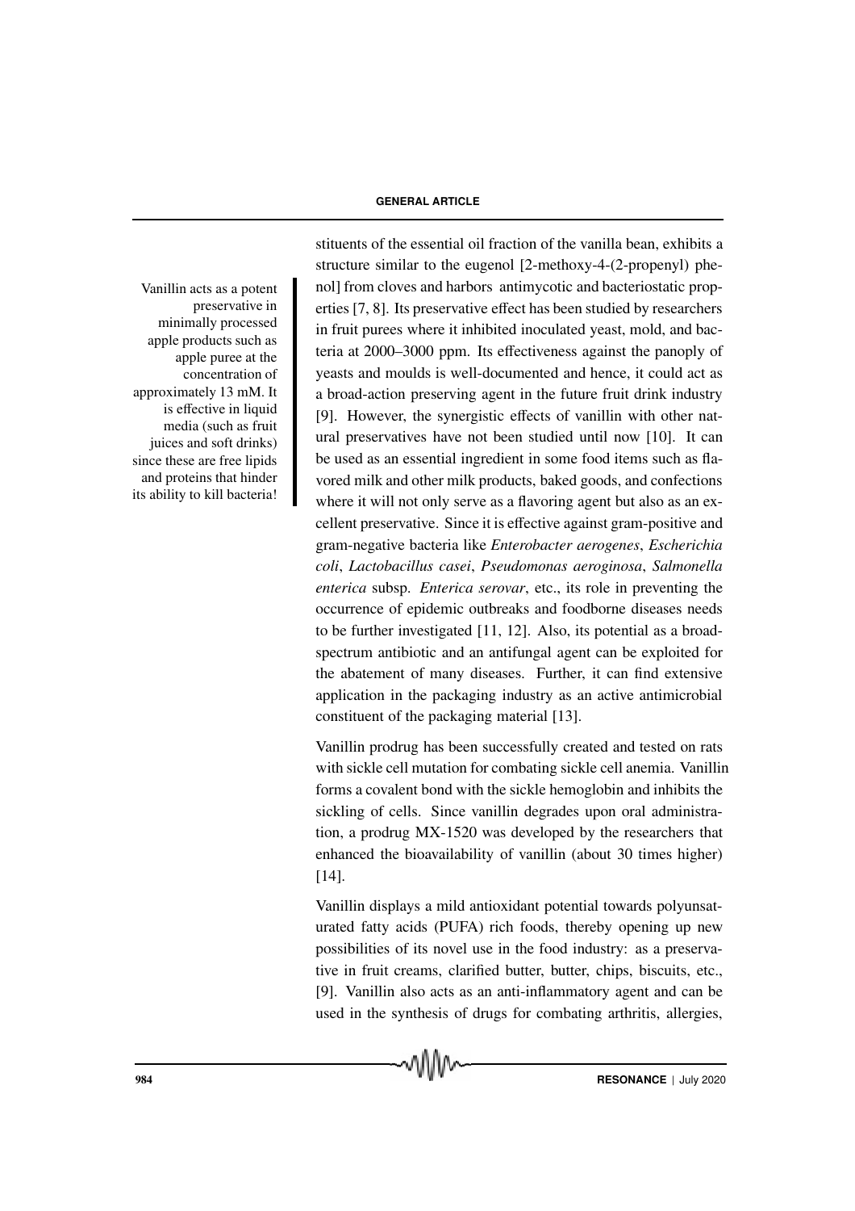stituents of the essential oil fraction of the vanilla bean, exhibits a structure similar to the eugenol [2-methoxy-4-(2-propenyl) phenol] from cloves and harbors antimycotic and bacteriostatic properties [7, 8]. Its preservative effect has been studied by researchers in fruit purees where it inhibited inoculated yeast, mold, and bacteria at 2000–3000 ppm. Its effectiveness against the panoply of yeasts and moulds is well-documented and hence, it could act as a broad-action preserving agent in the future fruit drink industry [9]. However, the synergistic effects of vanillin with other natural preservatives have not been studied until now [10]. It can be used as an essential ingredient in some food items such as flavored milk and other milk products, baked goods, and confections where it will not only serve as a flavoring agent but also as an excellent preservative. Since it is effective against gram-positive and gram-negative bacteria like *Enterobacter aerogenes*, *Escherichia coli*, *Lactobacillus casei*, *Pseudomonas aeroginosa*, *Salmonella enterica* subsp. *Enterica serovar*, etc., its role in preventing the occurrence of epidemic outbreaks and foodborne diseases needs to be further investigated [11, 12]. Also, its potential as a broad-spectrum antibiotic and an antifungal agent can be exploited for the abatement of many diseases. Further, it can find extensive application in the packaging industry as an active antimicrobial constituent of the packaging material [13].

> Vanillin acts as a potent preservative in minimally processed apple products such as apple puree at the concentration of approximately 13 mM. It is effective in liquid media (such as fruit juices and soft drinks) since these are free lipids and proteins that hinder its ability to kill bacteria!

Vanillin prodrug has been successfully created and tested on rats with sickle cell mutation for combating sickle cell anemia. Vanillin forms a covalent bond with the sickle hemoglobin and inhibits the sickling of cells. Since vanillin degrades upon oral administration, a prodrug MX-1520 was developed by the researchers that enhanced the bioavailability of vanillin (about 30 times higher) [14].

Vanillin displays a mild antioxidant potential towards polyunsaturated fatty acids (PUFA) rich foods, thereby opening up new possibilities of its novel use in the food industry: as a preservative in fruit creams, clarified butter, butter, chips, biscuits, etc., [9]. Vanillin also acts as an anti-inflammatory agent and can be used in the synthesis of drugs for combating arthritis, allergies,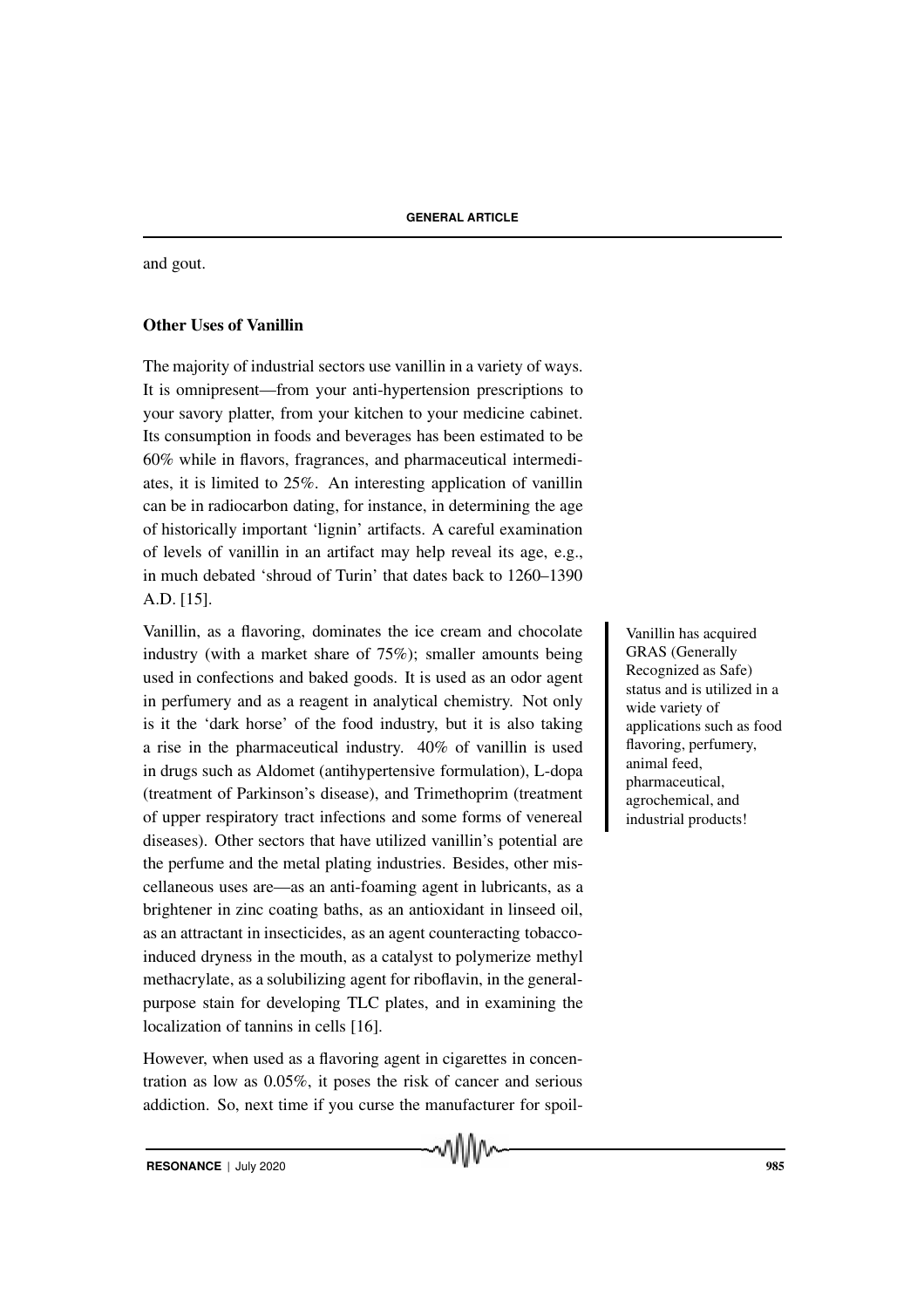and gout.

## Other Uses of Vanillin

The majority of industrial sectors use vanillin in a variety of ways. It is omnipresent—from your anti-hypertension prescriptions to your savory platter, from your kitchen to your medicine cabinet. Its consumption in foods and beverages has been estimated to be 60% while in flavors, fragrances, and pharmaceutical intermediates, it is limited to 25%. An interesting application of vanillin can be in radiocarbon dating, for instance, in determining the age of historically important 'lignin' artifacts. A careful examination of levels of vanillin in an artifact may help reveal its age, e.g., in much debated 'shroud of Turin' that dates back to 1260–1390 A.D. [15].

Vanillin has acquired GRAS (Generally Recognized as Safe) status and is utilized in a wide variety of applications such as food flavoring, perfumery, animal feed, pharmaceutical, agrochemical, and industrial products!

Vanillin, as a flavoring, dominates the ice cream and chocolate industry (with a market share of 75%); smaller amounts being used in confections and baked goods. It is used as an odor agent in perfumery and as a reagent in analytical chemistry. Not only is it the 'dark horse' of the food industry, but it is also taking a rise in the pharmaceutical industry. 40% of vanillin is used in drugs such as Aldomet (antihypertensive formulation), L-dopa (treatment of Parkinson's disease), and Trimethoprim (treatment of upper respiratory tract infections and some forms of venereal diseases). Other sectors that have utilized vanillin's potential are the perfume and the metal plating industries. Besides, other miscellaneous uses are—as an anti-foaming agent in lubricants, as a brightener in zinc coating baths, as an antioxidant in linseed oil, as an attractant in insecticides, as an agent counteracting tobacco-induced dryness in the mouth, as a catalyst to polymerize methyl methacrylate, as a solubilizing agent for riboflavin, in the general-purpose stain for developing TLC plates, and in examining the localization of tannins in cells [16].

However, when used as a flavoring agent in cigarettes in concentration as low as 0.05%, it poses the risk of cancer and serious addiction. So, next time if you curse the manufacturer for spoil-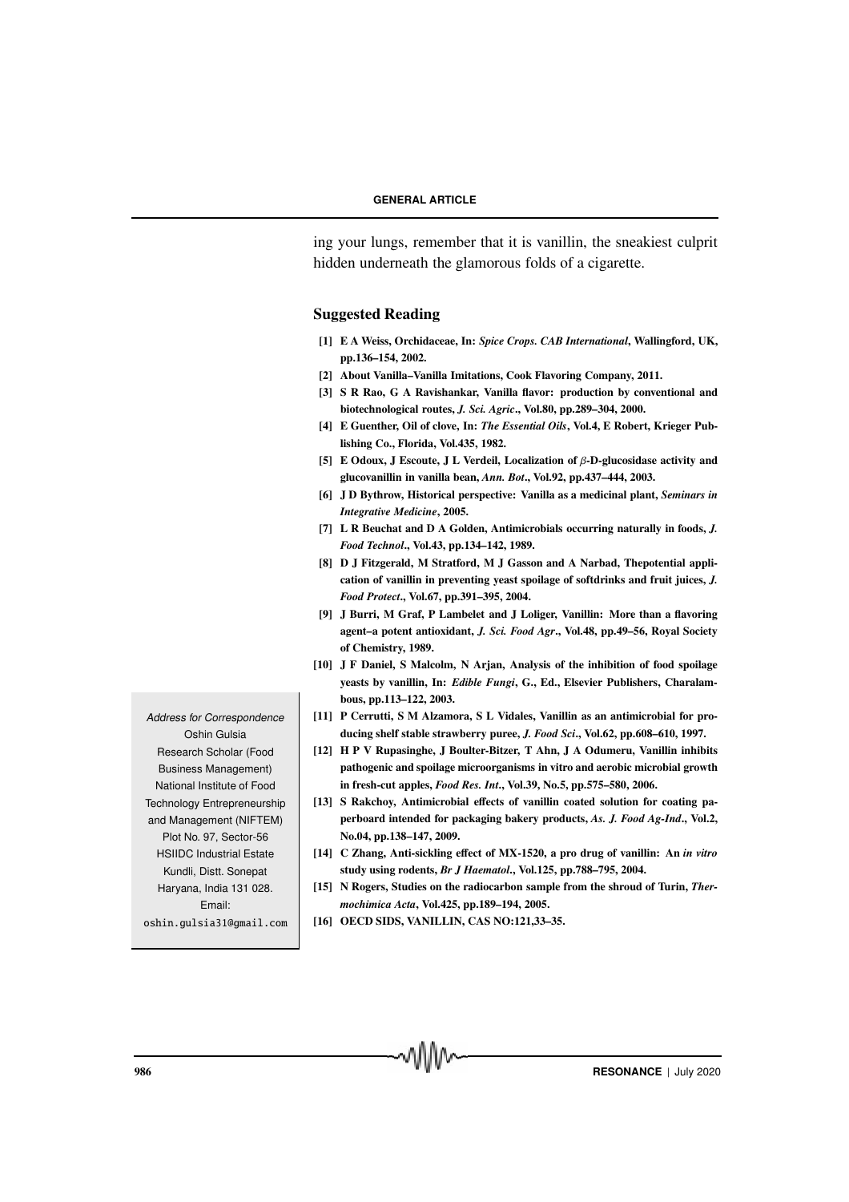ing your lungs, remember that it is vanillin, the sneakiest culprit hidden underneath the glamorous folds of a cigarette.

## Suggested Reading

**[1] E A Weiss, Orchidaceae, In: *Spice Crops. CAB International*, Wallingford, UK, pp.136–154, 2002.**

**[2] About Vanilla–Vanilla Imitations, Cook Flavoring Company, 2011.**

**[3] S R Rao, G A Ravishankar, Vanilla flavor: production by conventional and biotechnological routes, *J. Sci. Agric*., Vol.80, pp.289–304, 2000.**

**[4] E Guenther, Oil of clove, In: *The Essential Oils*, Vol.4, E Robert, Krieger Publishing Co., Florida, Vol.435, 1982.**

**[5] E Odoux, J Escoute, J L Verdeil, Localization of $\beta$-D-glucosidase activity and glucovanillin in vanilla bean, *Ann. Bot*., Vol.92, pp.437–444, 2003.**

**[6] J D Bythrow, Historical perspective: Vanilla as a medicinal plant, *Seminars in Integrative Medicine*, 2005.**

**[7] L R Beuchat and D A Golden, Antimicrobials occurring naturally in foods, *J. Food Technol*., Vol.43, pp.134–142, 1989.**

**[8] D J Fitzgerald, M Stratford, M J Gasson and A Narbad, Thepotential application of vanillin in preventing yeast spoilage of softdrinks and fruit juices, *J. Food Protect*., Vol.67, pp.391–395, 2004.**

**[9] J Burri, M Graf, P Lambelet and J Loliger, Vanillin: More than a flavoring agent–a potent antioxidant, *J. Sci. Food Agr*., Vol.48, pp.49–56, Royal Society of Chemistry, 1989.**

**[10] J F Daniel, S Malcolm, N Arjan, Analysis of the inhibition of food spoilage yeasts by vanillin, In: *Edible Fungi*, G., Ed., Elsevier Publishers, Charalambous, pp.113–122, 2003.**

**[11] P Cerrutti, S M Alzamora, S L Vidales, Vanillin as an antimicrobial for producing shelf stable strawberry puree, *J. Food Sci*., Vol.62, pp.608–610, 1997.**

**[12] H P V Rupasinghe, J Boulter-Bitzer, T Ahn, J A Odumeru, Vanillin inhibits pathogenic and spoilage microorganisms in vitro and aerobic microbial growth in fresh-cut apples, *Food Res. Int*., Vol.39, No.5, pp.575–580, 2006.**

**[13] S Rakchoy, Antimicrobial effects of vanillin coated solution for coating paperboard intended for packaging bakery products, *As. J. Food Ag-Ind*., Vol.2, No.04, pp.138–147, 2009.**

**[14] C Zhang, Anti-sickling effect of MX-1520, a pro drug of vanillin: An *in vitro* study using rodents, *Br J Haematol*., Vol.125, pp.788–795, 2004.**

**[15] N Rogers, Studies on the radiocarbon sample from the shroud of Turin, *Thermochimica Acta*, Vol.425, pp.189–194, 2005.**

**[16] OECD SIDS, VANILLIN, CAS NO:121,33–35.**

*Address for Correspondence*
Oshin Gulsia
Research Scholar (Food Business Management)
National Institute of Food Technology Entrepreneurship and Management (NIFTEM)
Plot No. 97, Sector-56
HSIIDC Industrial Estate
Kundli, Distt. Sonepat
Haryana, India 131 028.
Email:
oshin.gulsia31@gmail.com